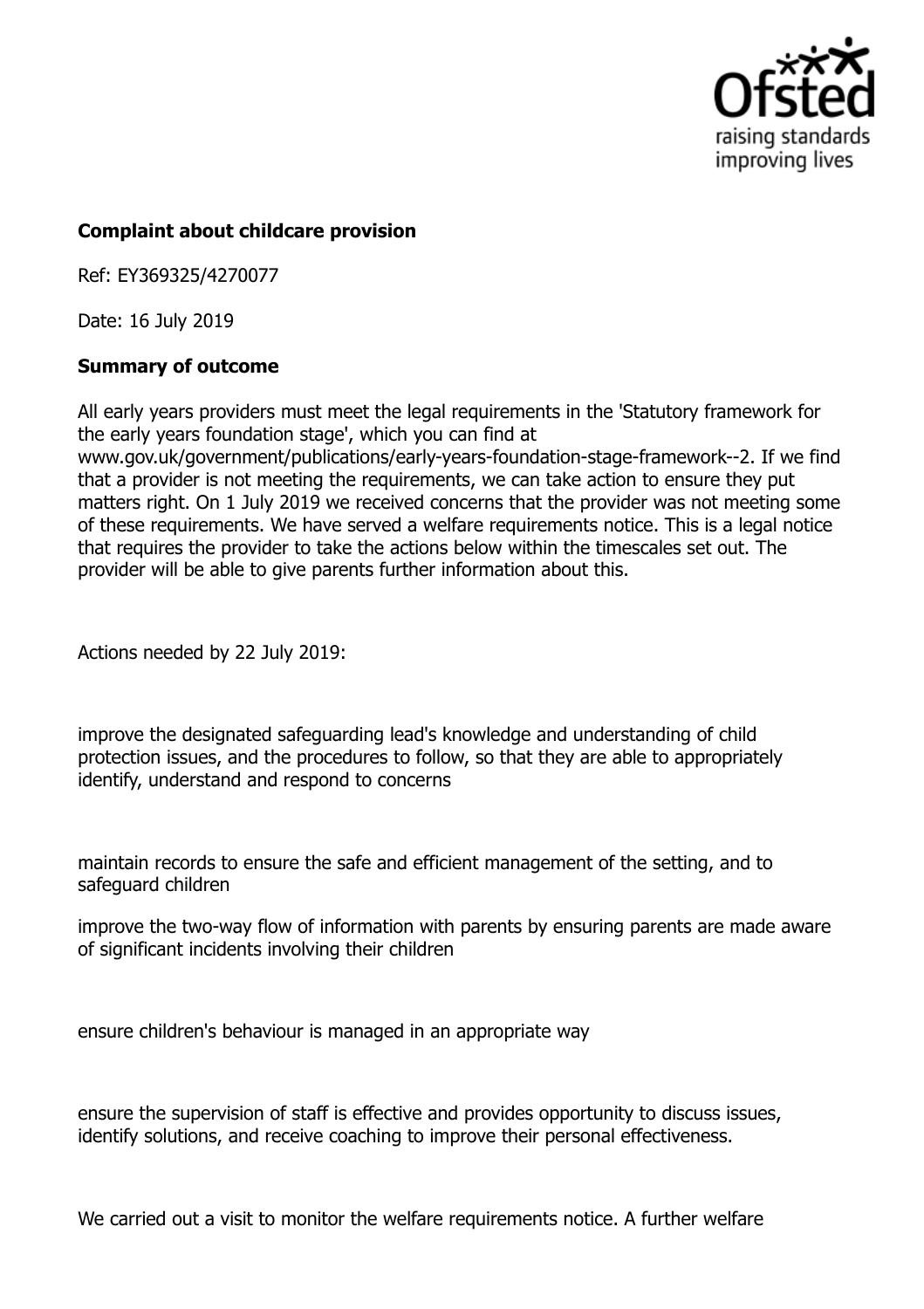**Complaint about childcare provision**

Ref: EY369325/4270077

Date: 16 July 2019

**Summary of outcome**

All early years providers must meet the legal requirements in the 'Statutory framework for the early years foundation stage', which you can find at www.gov.uk/government/publications/early-years-foundation-stage-framework--2. If we find that a provider is not meeting the requirements, we can take action to ensure they put matters right. On 1 July 2019 we received concerns that the provider was not meeting some of these requirements. We have served a welfare requirements notice. This is a legal notice that requires the provider to take the actions below within the timescales set out. The provider will be able to give parents further information about this.

Actions needed by 22 July 2019:

improve the designated safeguarding lead's knowledge and understanding of child protection issues, and the procedures to follow, so that they are able to appropriately identify, understand and respond to concerns

maintain records to ensure the safe and efficient management of the setting, and to safeguard children

improve the two-way flow of information with parents by ensuring parents are made aware of significant incidents involving their children

ensure children's behaviour is managed in an appropriate way

ensure the supervision of staff is effective and provides opportunity to discuss issues, identify solutions, and receive coaching to improve their personal effectiveness.

We carried out a visit to monitor the welfare requirements notice. A further welfare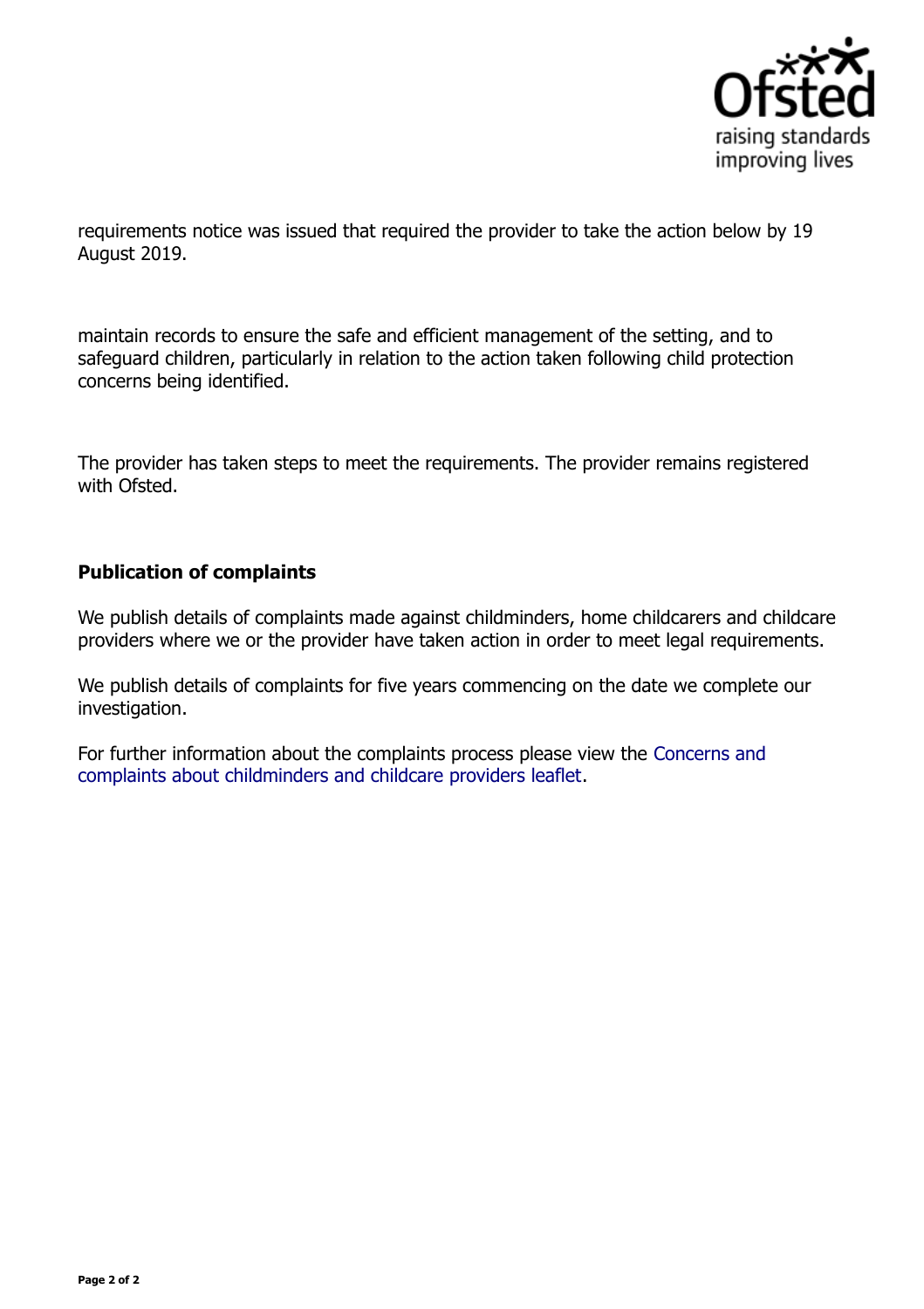requirements notice was issued that required the provider to take the action below by 19 August 2019.

maintain records to ensure the safe and efficient management of the setting, and to safeguard children, particularly in relation to the action taken following child protection concerns being identified.

The provider has taken steps to meet the requirements. The provider remains registered with Ofsted.

### Publication of complaints

We publish details of complaints made against childminders, home childcarers and childcare providers where we or the provider have taken action in order to meet legal requirements.

We publish details of complaints for five years commencing on the date we complete our investigation.

For further information about the complaints process please view the Concerns and complaints about childminders and childcare providers leaflet.